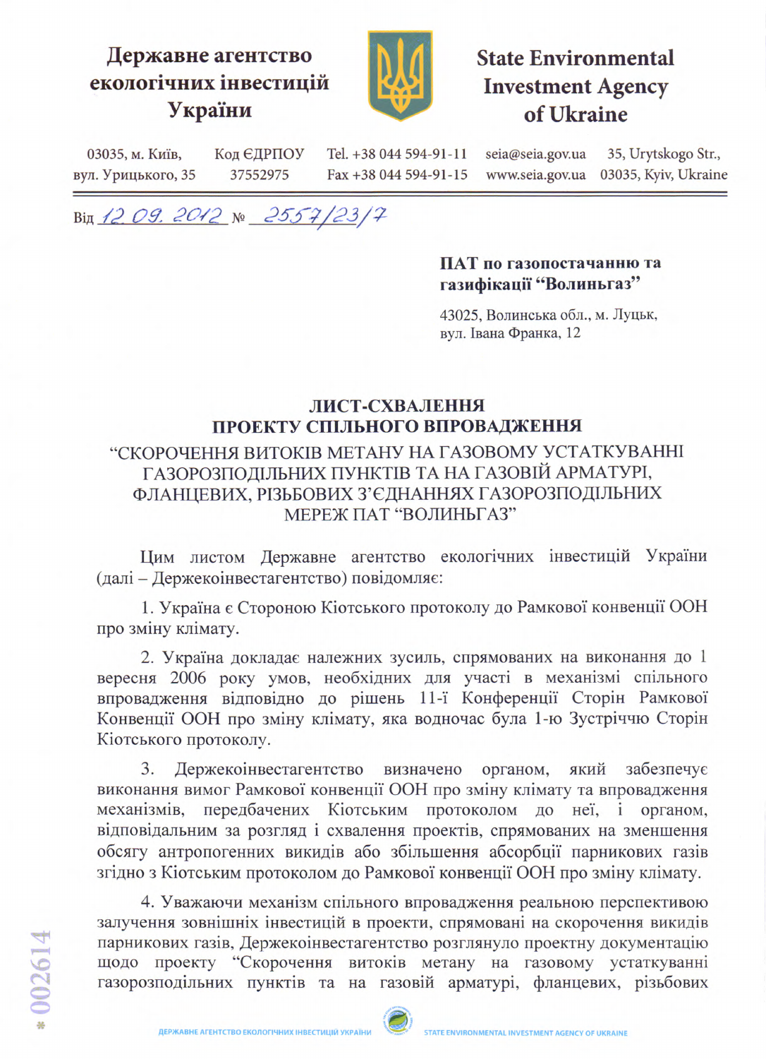**Державне агентство екологічних інвестицій України**

**State Environmental Investment Agency of Ukraine**

03035, м. Київ, вул. Урицького, 35 | Код ЄДРПОУ 37552975 | Tel. +38 044 594-91-11 Fax +38 044 594-91-15 | seia@seia.gov.ua www.seia.gov.ua | 35, Urytskogo Str., 03035, Kyiv, Ukraine

Від 12.09.2012 № 2557/23/7

**ПАТ по газопостачанню та газифікації "Волиньгаз"**

43025, Волинська обл., м. Луцьк,
вул. Івана Франка, 12

## ЛИСТ-СХВАЛЕННЯ ПРОЕКТУ СПІЛЬНОГО ВПРОВАДЖЕННЯ

## "СКОРОЧЕННЯ ВИТОКІВ МЕТАНУ НА ГАЗОВОМУ УСТАТКУВАННІ ГАЗОРОЗПОДІЛЬНИХ ПУНКТІВ ТА НА ГАЗОВІЙ АРМАТУРІ, ФЛАНЦЕВИХ, РІЗЬБОВИХ З'ЄДНАННЯХ ГАЗОРОЗПОДІЛЬНИХ МЕРЕЖ ПАТ "ВОЛИНЬГАЗ"

Цим листом Державне агентство екологічних інвестицій України (далі – Держекоінвестагентство) повідомляє:

1. Україна є Стороною Кіотського протоколу до Рамкової конвенції ООН про зміну клімату.

2. Україна докладає належних зусиль, спрямованих на виконання до 1 вересня 2006 року умов, необхідних для участі в механізмі спільного впровадження відповідно до рішень 11-ї Конференції Сторін Рамкової Конвенції ООН про зміну клімату, яка водночас була 1-ю Зустріччю Сторін Кіотського протоколу.

3. Держекоінвестагентство визначено органом, який забезпечує виконання вимог Рамкової конвенції ООН про зміну клімату та впровадження механізмів, передбачених Кіотським протоколом до неї, і органом, відповідальним за розгляд і схвалення проектів, спрямованих на зменшення обсягу антропогенних викидів або збільшення абсорбції парникових газів згідно з Кіотським протоколом до Рамкової конвенції ООН про зміну клімату.

4. Уважаючи механізм спільного впровадження реальною перспективою залучення зовнішніх інвестицій в проекти, спрямовані на скорочення викидів парникових газів, Держекоінвестагентство розглянуло проектну документацію щодо проекту "Скорочення витоків метану на газовому устаткуванні газорозподільних пунктів та на газовій арматурі, фланцевих, різьбових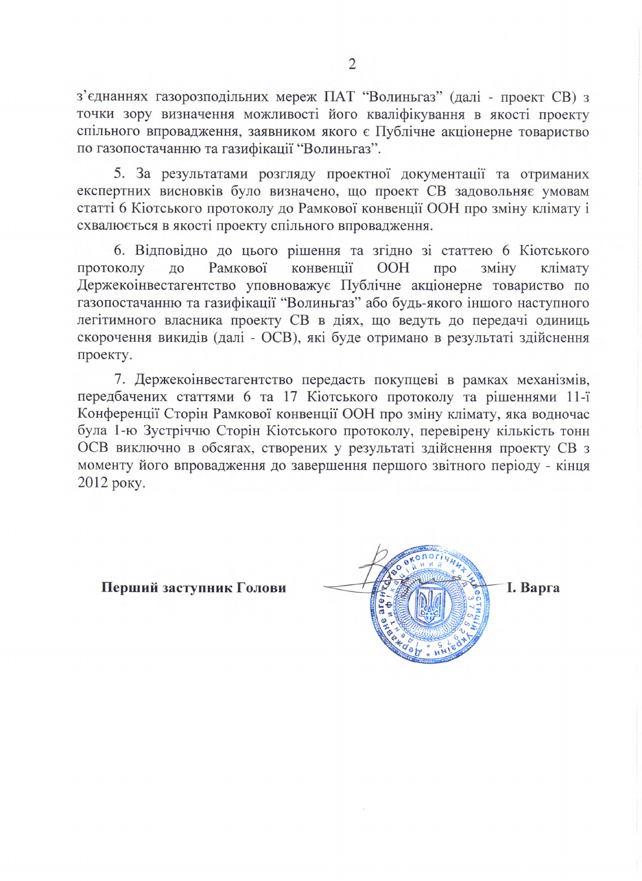з'єднаннях газорозподільних мереж ПАТ "Волиньгаз" (далі - проект СВ) з точки зору визначення можливості його кваліфікування в якості проекту спільного впровадження, заявником якого є Публічне акціонерне товариство по газопостачанню та газифікації "Волиньгаз".

5. За результатами розгляду проектної документації та отриманих експертних висновків було визначено, що проект СВ задовольняє умовам статті 6 Кіотського протоколу до Рамкової конвенції ООН про зміну клімату і схвалюється в якості проекту спільного впровадження.

6. Відповідно до цього рішення та згідно зі статтею 6 Кіотського протоколу до Рамкової конвенції ООН про зміну клімату Держекоінвестагентство уповноважує Публічне акціонерне товариство по газопостачанню та газифікації "Волиньгаз" або будь-якого іншого наступного легітимного власника проекту СВ в діях, що ведуть до передачі одиниць скорочення викидів (далі - ОСВ), які буде отримано в результаті здійснення проекту.

7. Держекоінвестагентство передасть покупцеві в рамках механізмів, передбачених статтями 6 та 17 Кіотського протоколу та рішеннями 11-ї Конференції Сторін Рамкової конвенції ООН про зміну клімату, яка водночас була 1-ю Зустріччю Сторін Кіотського протоколу, перевірену кількість тонн ОСВ виключно в обсягах, створених у результаті здійснення проекту СВ з моменту його впровадження до завершення першого звітного періоду - кінця 2012 року.

**Перший заступник Голови** **І. Варга**